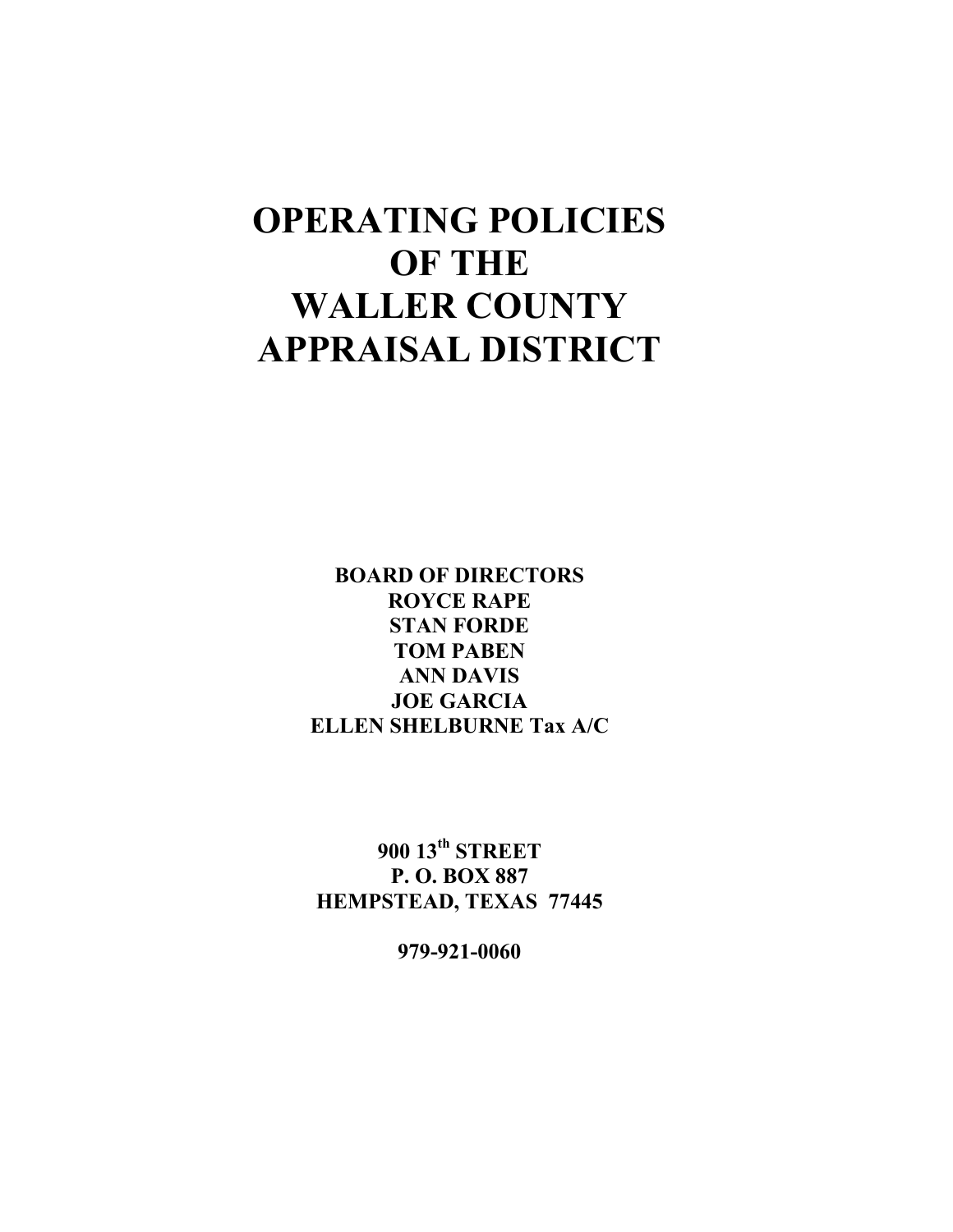# OPERATING POLICIES OF THE WALLER COUNTY APPRAISAL DISTRICT

**BOARD OF DIRECTORS**
**ROYCE RAPE**
**STAN FORDE**
**TOM PABEN**
**ANN DAVIS**
**JOE GARCIA**
**ELLEN SHELBURNE Tax A/C**

**900 13th STREET**
**P. O. BOX 887**
**HEMPSTEAD, TEXAS 77445**

**979-921-0060**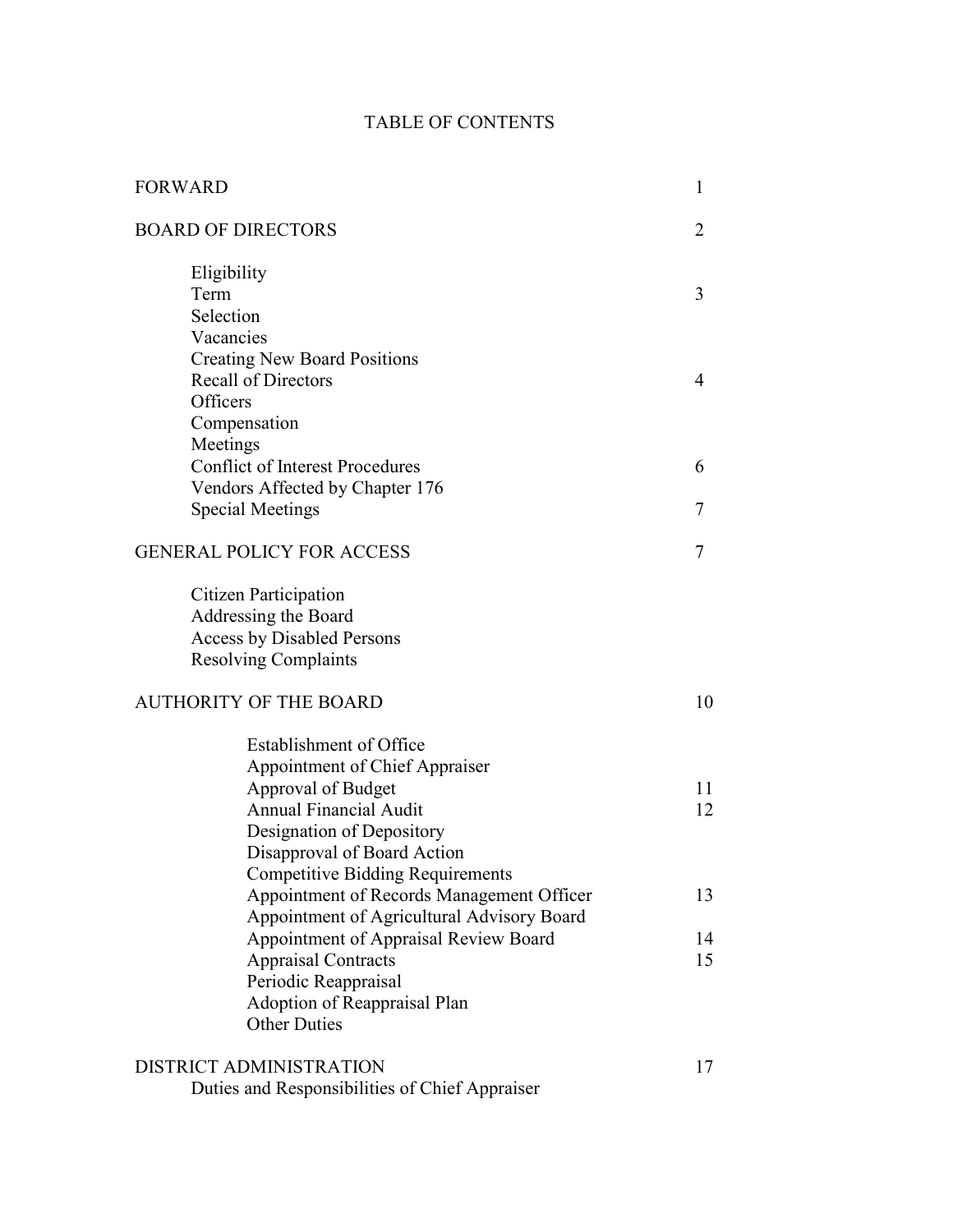# TABLE OF CONTENTS

| | |
|---|---|
| FORWARD | 1 |
| BOARD OF DIRECTORS | 2 |
| Eligibility | |
| Term | 3 |
| Selection | |
| Vacancies | |
| Creating New Board Positions | |
| Recall of Directors | 4 |
| Officers | |
| Compensation | |
| Meetings | |
| Conflict of Interest Procedures | 6 |
| Vendors Affected by Chapter 176 | |
| Special Meetings | 7 |
| GENERAL POLICY FOR ACCESS | 7 |
| Citizen Participation | |
| Addressing the Board | |
| Access by Disabled Persons | |
| Resolving Complaints | |
| AUTHORITY OF THE BOARD | 10 |
| Establishment of Office | |
| Appointment of Chief Appraiser | |
| Approval of Budget | 11 |
| Annual Financial Audit | 12 |
| Designation of Depository | |
| Disapproval of Board Action | |
| Competitive Bidding Requirements | |
| Appointment of Records Management Officer | 13 |
| Appointment of Agricultural Advisory Board | |
| Appointment of Appraisal Review Board | 14 |
| Appraisal Contracts | 15 |
| Periodic Reappraisal | |
| Adoption of Reappraisal Plan | |
| Other Duties | |
| DISTRICT ADMINISTRATION | 17 |
| Duties and Responsibilities of Chief Appraiser | |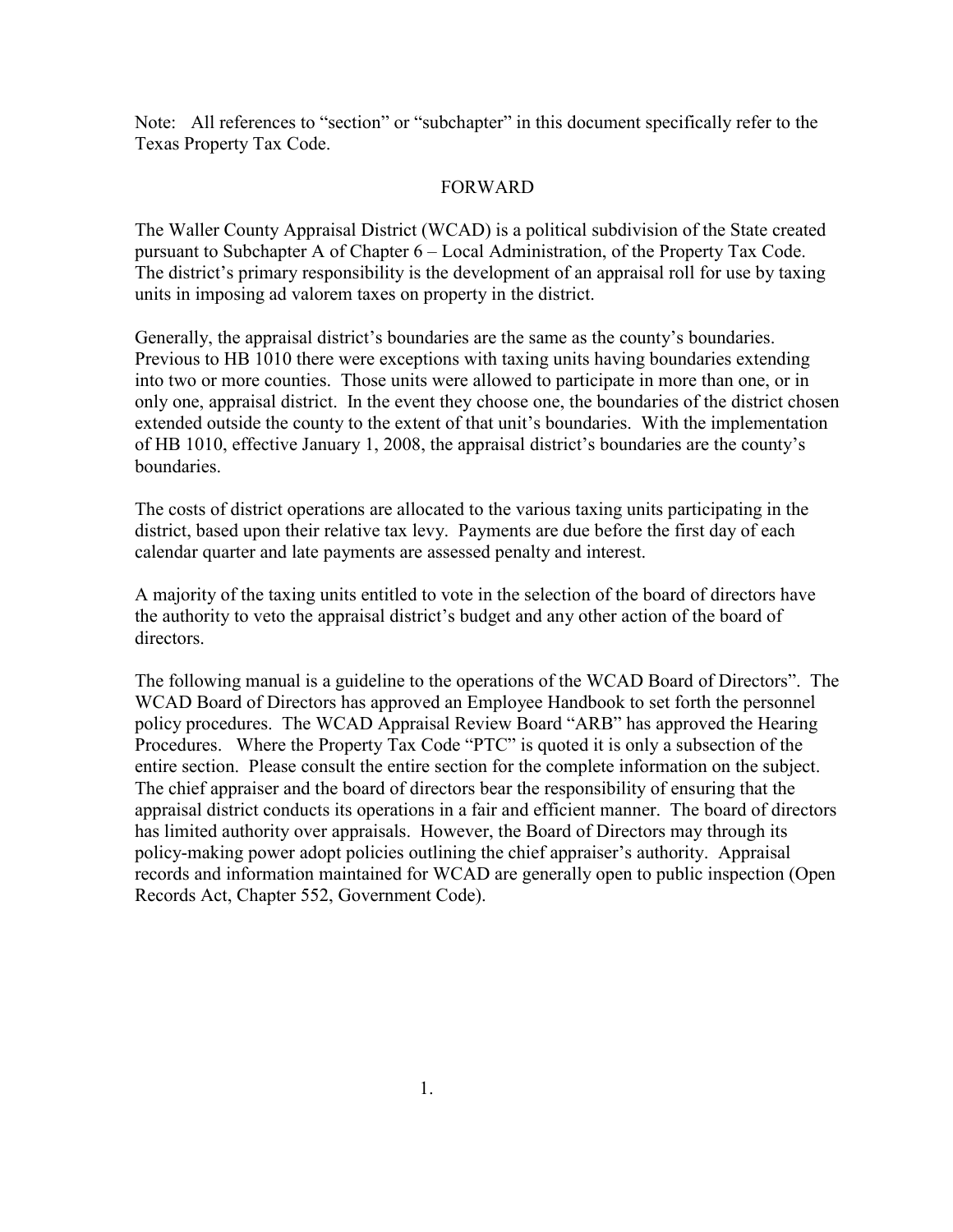Note: All references to "section" or "subchapter" in this document specifically refer to the Texas Property Tax Code.

## FORWARD

The Waller County Appraisal District (WCAD) is a political subdivision of the State created pursuant to Subchapter A of Chapter 6 – Local Administration, of the Property Tax Code. The district's primary responsibility is the development of an appraisal roll for use by taxing units in imposing ad valorem taxes on property in the district.

Generally, the appraisal district's boundaries are the same as the county's boundaries. Previous to HB 1010 there were exceptions with taxing units having boundaries extending into two or more counties. Those units were allowed to participate in more than one, or in only one, appraisal district. In the event they choose one, the boundaries of the district chosen extended outside the county to the extent of that unit's boundaries. With the implementation of HB 1010, effective January 1, 2008, the appraisal district's boundaries are the county's boundaries.

The costs of district operations are allocated to the various taxing units participating in the district, based upon their relative tax levy. Payments are due before the first day of each calendar quarter and late payments are assessed penalty and interest.

A majority of the taxing units entitled to vote in the selection of the board of directors have the authority to veto the appraisal district's budget and any other action of the board of directors.

The following manual is a guideline to the operations of the WCAD Board of Directors". The WCAD Board of Directors has approved an Employee Handbook to set forth the personnel policy procedures. The WCAD Appraisal Review Board "ARB" has approved the Hearing Procedures. Where the Property Tax Code "PTC" is quoted it is only a subsection of the entire section. Please consult the entire section for the complete information on the subject. The chief appraiser and the board of directors bear the responsibility of ensuring that the appraisal district conducts its operations in a fair and efficient manner. The board of directors has limited authority over appraisals. However, the Board of Directors may through its policy-making power adopt policies outlining the chief appraiser's authority. Appraisal records and information maintained for WCAD are generally open to public inspection (Open Records Act, Chapter 552, Government Code).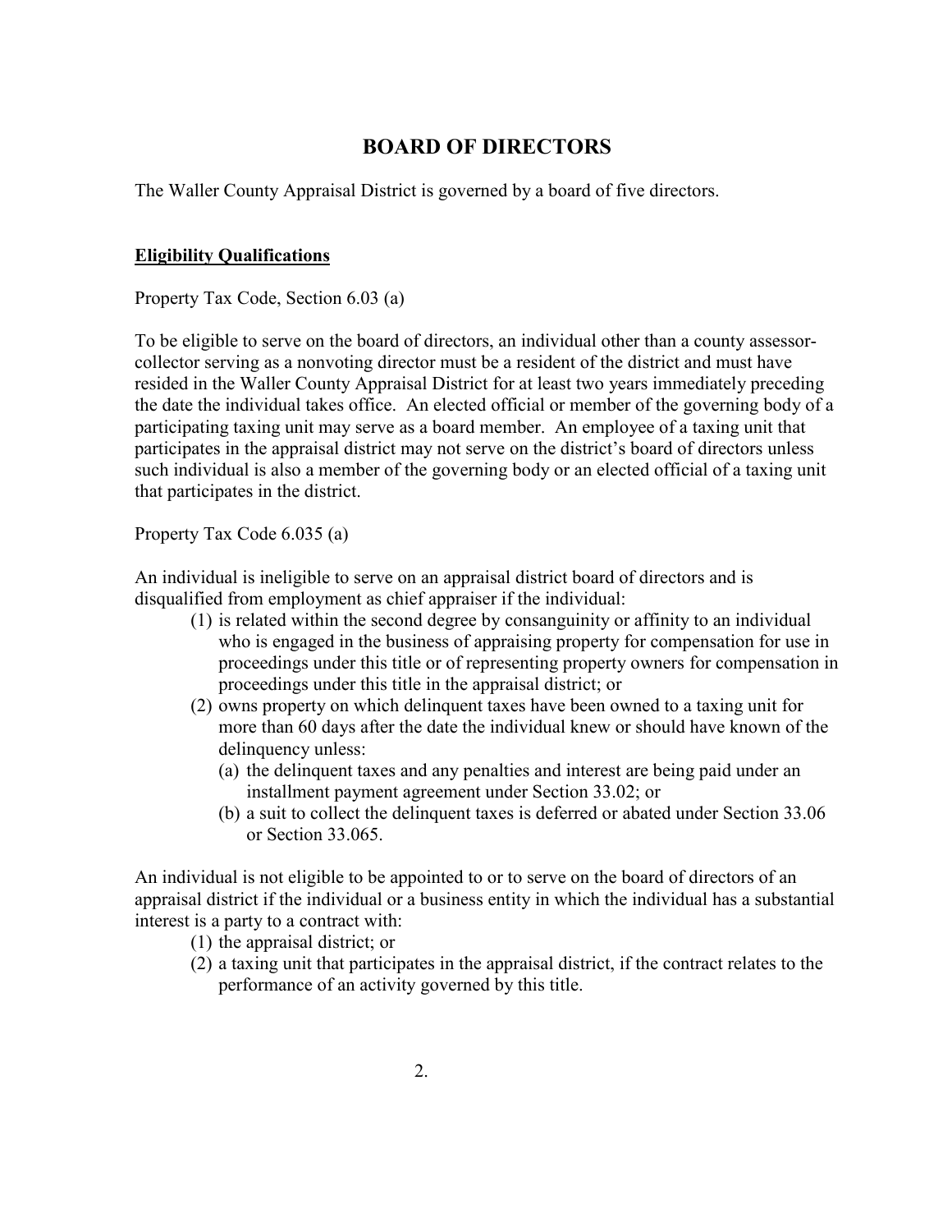# BOARD OF DIRECTORS

The Waller County Appraisal District is governed by a board of five directors.

**Eligibility Qualifications**

Property Tax Code, Section 6.03 (a)

To be eligible to serve on the board of directors, an individual other than a county assessor-collector serving as a nonvoting director must be a resident of the district and must have resided in the Waller County Appraisal District for at least two years immediately preceding the date the individual takes office. An elected official or member of the governing body of a participating taxing unit may serve as a board member. An employee of a taxing unit that participates in the appraisal district may not serve on the district's board of directors unless such individual is also a member of the governing body or an elected official of a taxing unit that participates in the district.

Property Tax Code 6.035 (a)

An individual is ineligible to serve on an appraisal district board of directors and is disqualified from employment as chief appraiser if the individual:

1. is related within the second degree by consanguinity or affinity to an individual who is engaged in the business of appraising property for compensation for use in proceedings under this title or of representing property owners for compensation in proceedings under this title in the appraisal district; or
2. owns property on which delinquent taxes have been owned to a taxing unit for more than 60 days after the date the individual knew or should have known of the delinquency unless:
   - (a) the delinquent taxes and any penalties and interest are being paid under an installment payment agreement under Section 33.02; or
   - (b) a suit to collect the delinquent taxes is deferred or abated under Section 33.06 or Section 33.065.

An individual is not eligible to be appointed to or to serve on the board of directors of an appraisal district if the individual or a business entity in which the individual has a substantial interest is a party to a contract with:

1. the appraisal district; or
2. a taxing unit that participates in the appraisal district, if the contract relates to the performance of an activity governed by this title.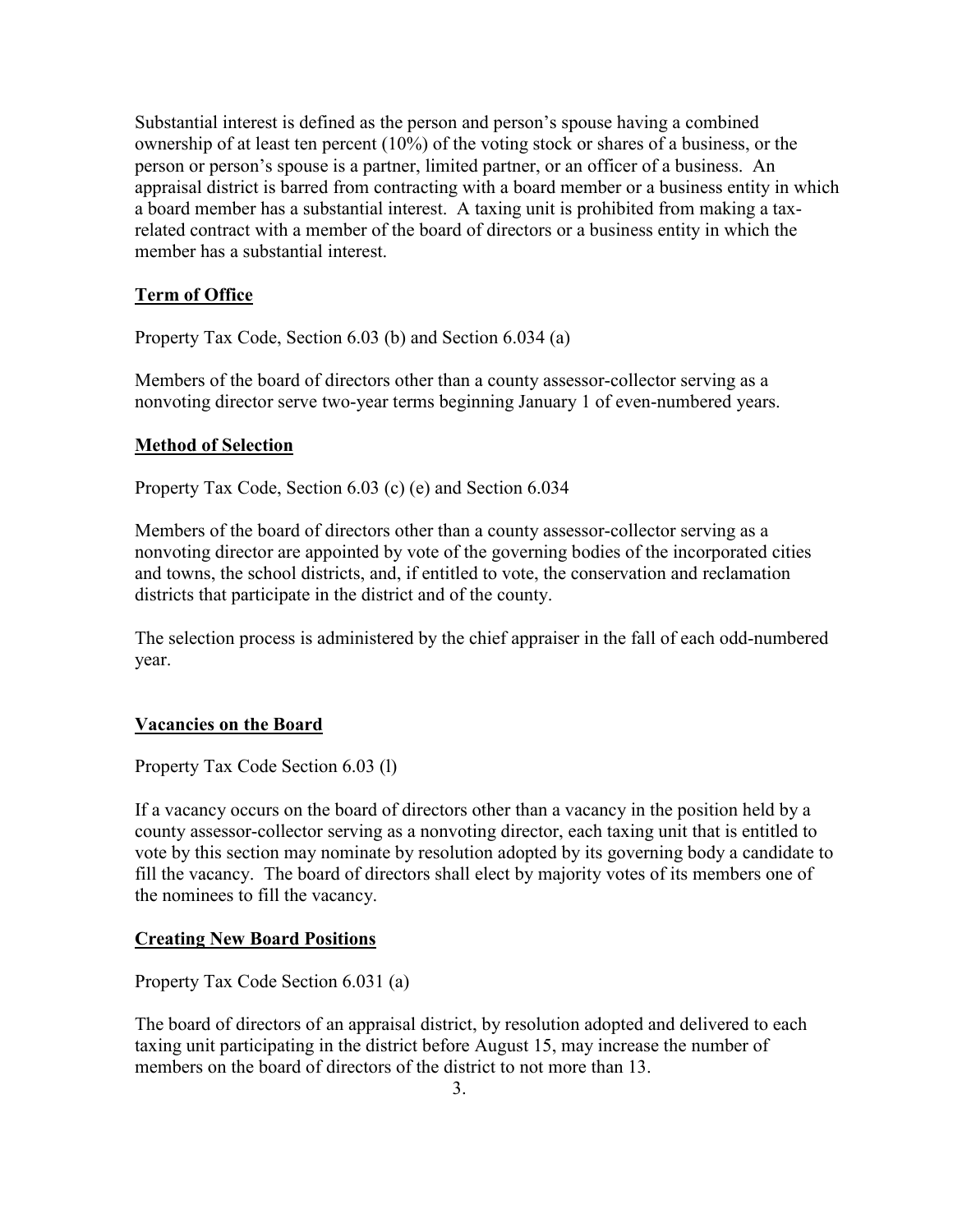Substantial interest is defined as the person and person's spouse having a combined ownership of at least ten percent (10%) of the voting stock or shares of a business, or the person or person's spouse is a partner, limited partner, or an officer of a business. An appraisal district is barred from contracting with a board member or a business entity in which a board member has a substantial interest. A taxing unit is prohibited from making a tax-related contract with a member of the board of directors or a business entity in which the member has a substantial interest.

## Term of Office

Property Tax Code, Section 6.03 (b) and Section 6.034 (a)

Members of the board of directors other than a county assessor-collector serving as a nonvoting director serve two-year terms beginning January 1 of even-numbered years.

## Method of Selection

Property Tax Code, Section 6.03 (c) (e) and Section 6.034

Members of the board of directors other than a county assessor-collector serving as a nonvoting director are appointed by vote of the governing bodies of the incorporated cities and towns, the school districts, and, if entitled to vote, the conservation and reclamation districts that participate in the district and of the county.

The selection process is administered by the chief appraiser in the fall of each odd-numbered year.

## Vacancies on the Board

Property Tax Code Section 6.03 (l)

If a vacancy occurs on the board of directors other than a vacancy in the position held by a county assessor-collector serving as a nonvoting director, each taxing unit that is entitled to vote by this section may nominate by resolution adopted by its governing body a candidate to fill the vacancy. The board of directors shall elect by majority votes of its members one of the nominees to fill the vacancy.

## Creating New Board Positions

Property Tax Code Section 6.031 (a)

The board of directors of an appraisal district, by resolution adopted and delivered to each taxing unit participating in the district before August 15, may increase the number of members on the board of directors of the district to not more than 13.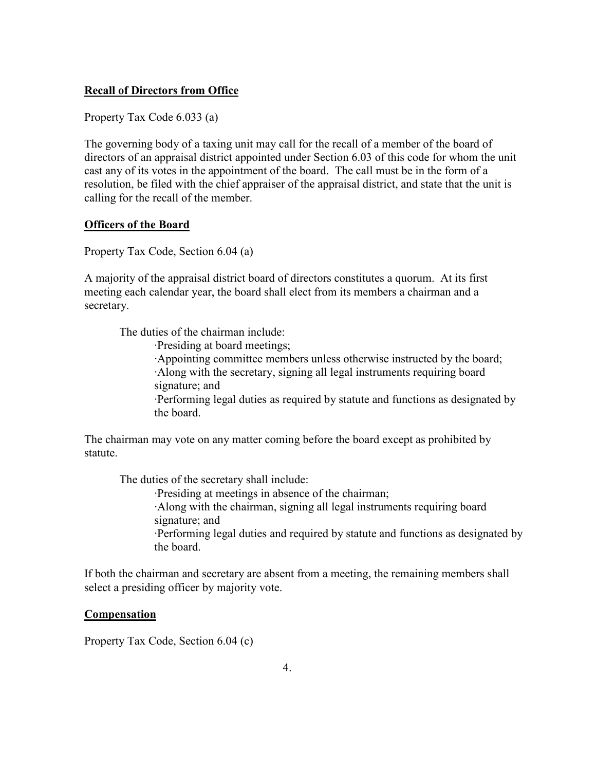**Recall of Directors from Office**

Property Tax Code 6.033 (a)

The governing body of a taxing unit may call for the recall of a member of the board of directors of an appraisal district appointed under Section 6.03 of this code for whom the unit cast any of its votes in the appointment of the board. The call must be in the form of a resolution, be filed with the chief appraiser of the appraisal district, and state that the unit is calling for the recall of the member.

**Officers of the Board**

Property Tax Code, Section 6.04 (a)

A majority of the appraisal district board of directors constitutes a quorum. At its first meeting each calendar year, the board shall elect from its members a chairman and a secretary.

The duties of the chairman include:

- Presiding at board meetings;
- Appointing committee members unless otherwise instructed by the board;
- Along with the secretary, signing all legal instruments requiring board signature; and
- Performing legal duties as required by statute and functions as designated by the board.

The chairman may vote on any matter coming before the board except as prohibited by statute.

The duties of the secretary shall include:

- Presiding at meetings in absence of the chairman;
- Along with the chairman, signing all legal instruments requiring board signature; and
- Performing legal duties and required by statute and functions as designated by the board.

If both the chairman and secretary are absent from a meeting, the remaining members shall select a presiding officer by majority vote.

**Compensation**

Property Tax Code, Section 6.04 (c)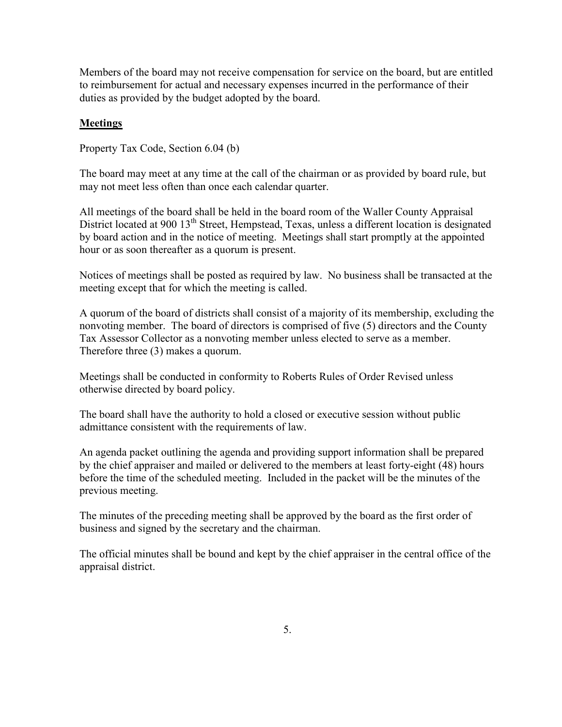Members of the board may not receive compensation for service on the board, but are entitled to reimbursement for actual and necessary expenses incurred in the performance of their duties as provided by the budget adopted by the board.

## Meetings

Property Tax Code, Section 6.04 (b)

The board may meet at any time at the call of the chairman or as provided by board rule, but may not meet less often than once each calendar quarter.

All meetings of the board shall be held in the board room of the Waller County Appraisal District located at 900 13th Street, Hempstead, Texas, unless a different location is designated by board action and in the notice of meeting. Meetings shall start promptly at the appointed hour or as soon thereafter as a quorum is present.

Notices of meetings shall be posted as required by law. No business shall be transacted at the meeting except that for which the meeting is called.

A quorum of the board of districts shall consist of a majority of its membership, excluding the nonvoting member. The board of directors is comprised of five (5) directors and the County Tax Assessor Collector as a nonvoting member unless elected to serve as a member. Therefore three (3) makes a quorum.

Meetings shall be conducted in conformity to Roberts Rules of Order Revised unless otherwise directed by board policy.

The board shall have the authority to hold a closed or executive session without public admittance consistent with the requirements of law.

An agenda packet outlining the agenda and providing support information shall be prepared by the chief appraiser and mailed or delivered to the members at least forty-eight (48) hours before the time of the scheduled meeting. Included in the packet will be the minutes of the previous meeting.

The minutes of the preceding meeting shall be approved by the board as the first order of business and signed by the secretary and the chairman.

The official minutes shall be bound and kept by the chief appraiser in the central office of the appraisal district.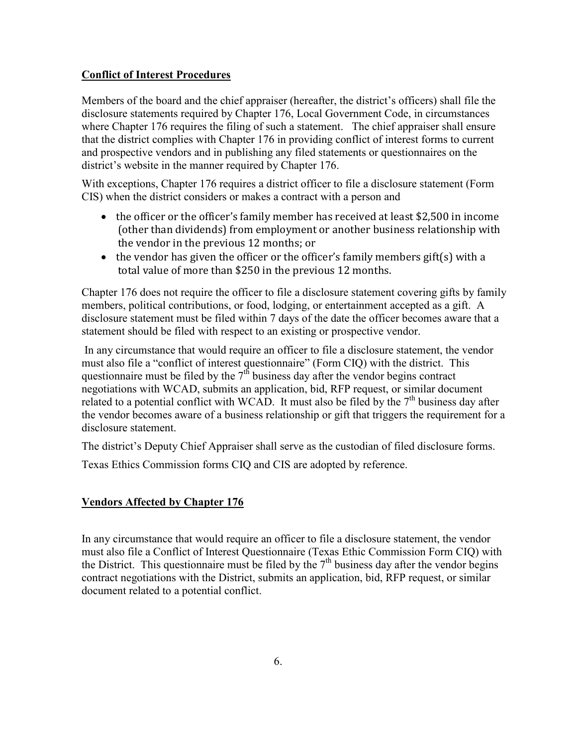**Conflict of Interest Procedures**

Members of the board and the chief appraiser (hereafter, the district's officers) shall file the disclosure statements required by Chapter 176, Local Government Code, in circumstances where Chapter 176 requires the filing of such a statement. The chief appraiser shall ensure that the district complies with Chapter 176 in providing conflict of interest forms to current and prospective vendors and in publishing any filed statements or questionnaires on the district's website in the manner required by Chapter 176.

With exceptions, Chapter 176 requires a district officer to file a disclosure statement (Form CIS) when the district considers or makes a contract with a person and

- the officer or the officer's family member has received at least $2,500 in income (other than dividends) from employment or another business relationship with the vendor in the previous 12 months; or
- the vendor has given the officer or the officer's family members gift(s) with a total value of more than $250 in the previous 12 months.

Chapter 176 does not require the officer to file a disclosure statement covering gifts by family members, political contributions, or food, lodging, or entertainment accepted as a gift. A disclosure statement must be filed within 7 days of the date the officer becomes aware that a statement should be filed with respect to an existing or prospective vendor.

In any circumstance that would require an officer to file a disclosure statement, the vendor must also file a "conflict of interest questionnaire" (Form CIQ) with the district. This questionnaire must be filed by the 7th business day after the vendor begins contract negotiations with WCAD, submits an application, bid, RFP request, or similar document related to a potential conflict with WCAD. It must also be filed by the 7th business day after the vendor becomes aware of a business relationship or gift that triggers the requirement for a disclosure statement.

The district's Deputy Chief Appraiser shall serve as the custodian of filed disclosure forms.

Texas Ethics Commission forms CIQ and CIS are adopted by reference.

**Vendors Affected by Chapter 176**

In any circumstance that would require an officer to file a disclosure statement, the vendor must also file a Conflict of Interest Questionnaire (Texas Ethic Commission Form CIQ) with the District. This questionnaire must be filed by the 7th business day after the vendor begins contract negotiations with the District, submits an application, bid, RFP request, or similar document related to a potential conflict.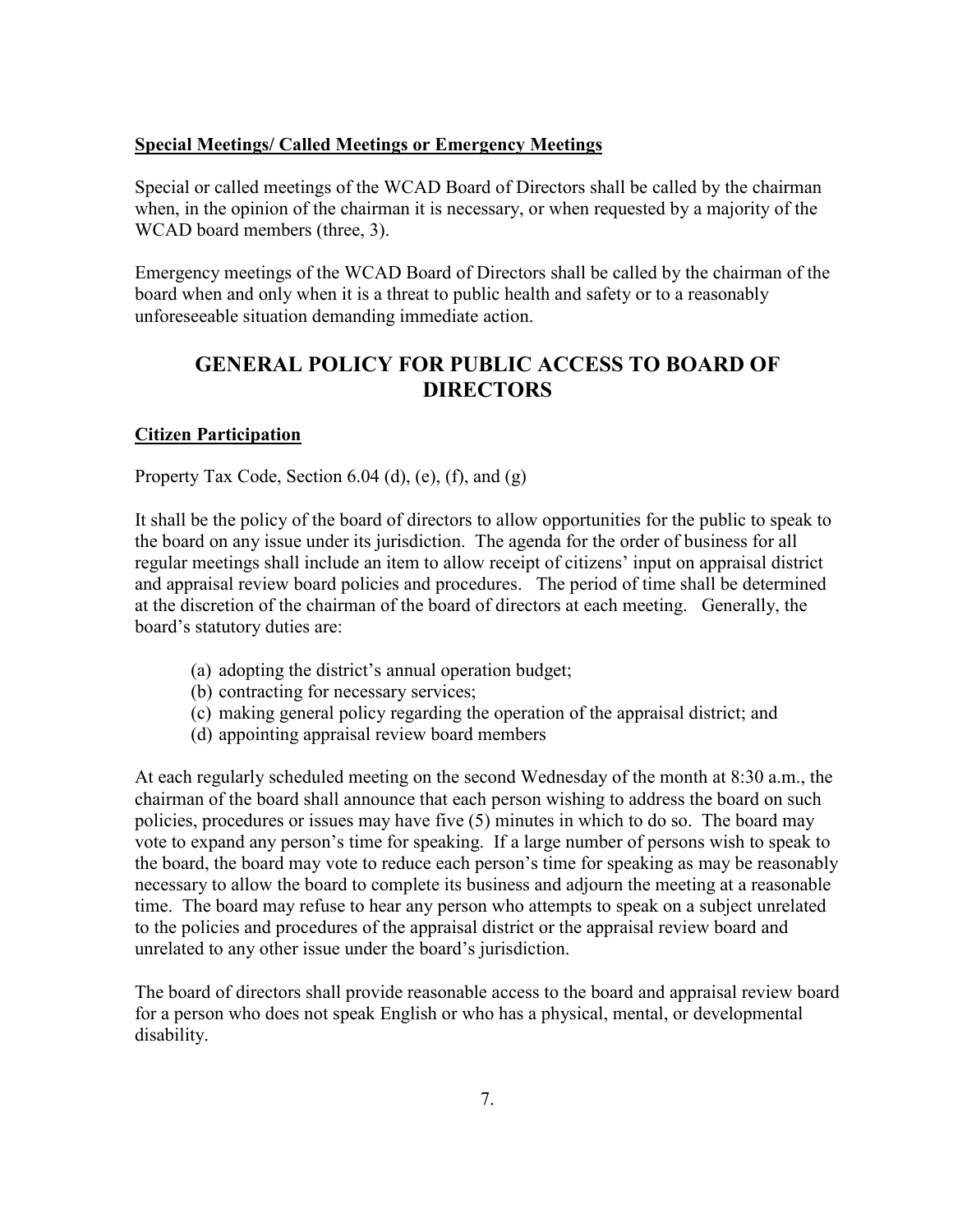**Special Meetings/ Called Meetings or Emergency Meetings**

Special or called meetings of the WCAD Board of Directors shall be called by the chairman when, in the opinion of the chairman it is necessary, or when requested by a majority of the WCAD board members (three, 3).

Emergency meetings of the WCAD Board of Directors shall be called by the chairman of the board when and only when it is a threat to public health and safety or to a reasonably unforeseeable situation demanding immediate action.

## GENERAL POLICY FOR PUBLIC ACCESS TO BOARD OF DIRECTORS

**Citizen Participation**

Property Tax Code, Section 6.04 (d), (e), (f), and (g)

It shall be the policy of the board of directors to allow opportunities for the public to speak to the board on any issue under its jurisdiction. The agenda for the order of business for all regular meetings shall include an item to allow receipt of citizens' input on appraisal district and appraisal review board policies and procedures. The period of time shall be determined at the discretion of the chairman of the board of directors at each meeting. Generally, the board's statutory duties are:

(a) adopting the district's annual operation budget;
(b) contracting for necessary services;
(c) making general policy regarding the operation of the appraisal district; and
(d) appointing appraisal review board members

At each regularly scheduled meeting on the second Wednesday of the month at 8:30 a.m., the chairman of the board shall announce that each person wishing to address the board on such policies, procedures or issues may have five (5) minutes in which to do so. The board may vote to expand any person's time for speaking. If a large number of persons wish to speak to the board, the board may vote to reduce each person's time for speaking as may be reasonably necessary to allow the board to complete its business and adjourn the meeting at a reasonable time. The board may refuse to hear any person who attempts to speak on a subject unrelated to the policies and procedures of the appraisal district or the appraisal review board and unrelated to any other issue under the board's jurisdiction.

The board of directors shall provide reasonable access to the board and appraisal review board for a person who does not speak English or who has a physical, mental, or developmental disability.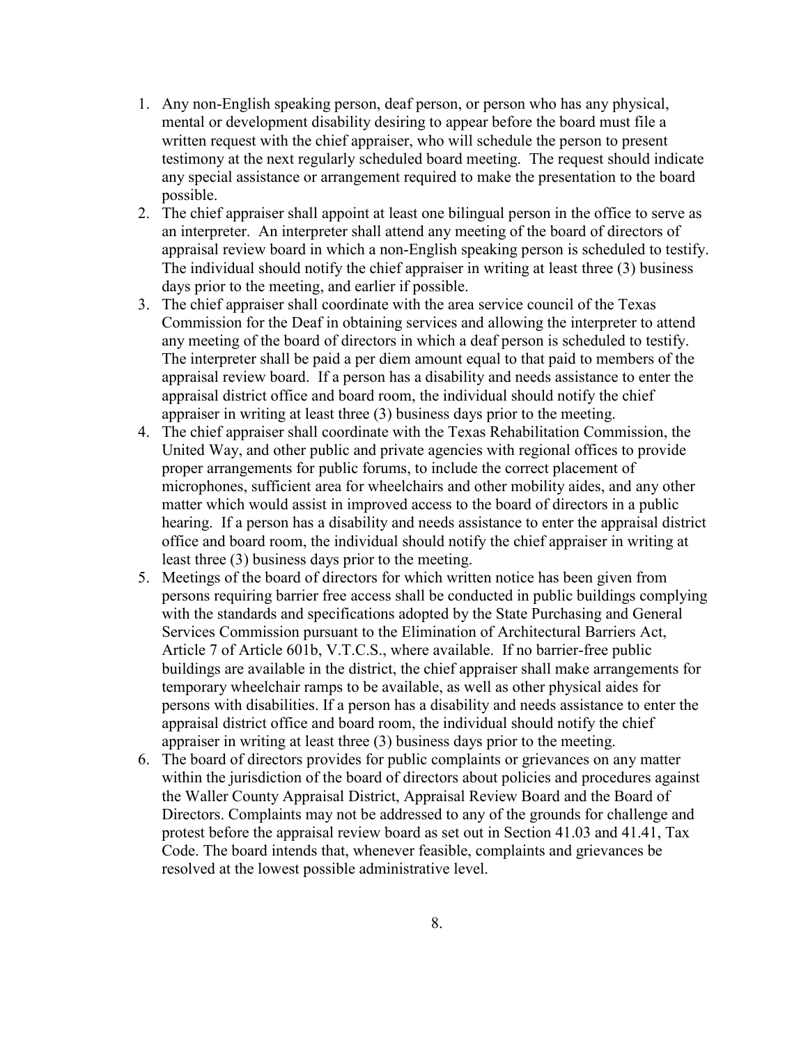1. Any non-English speaking person, deaf person, or person who has any physical, mental or development disability desiring to appear before the board must file a written request with the chief appraiser, who will schedule the person to present testimony at the next regularly scheduled board meeting. The request should indicate any special assistance or arrangement required to make the presentation to the board possible.
2. The chief appraiser shall appoint at least one bilingual person in the office to serve as an interpreter. An interpreter shall attend any meeting of the board of directors of appraisal review board in which a non-English speaking person is scheduled to testify. The individual should notify the chief appraiser in writing at least three (3) business days prior to the meeting, and earlier if possible.
3. The chief appraiser shall coordinate with the area service council of the Texas Commission for the Deaf in obtaining services and allowing the interpreter to attend any meeting of the board of directors in which a deaf person is scheduled to testify. The interpreter shall be paid a per diem amount equal to that paid to members of the appraisal review board. If a person has a disability and needs assistance to enter the appraisal district office and board room, the individual should notify the chief appraiser in writing at least three (3) business days prior to the meeting.
4. The chief appraiser shall coordinate with the Texas Rehabilitation Commission, the United Way, and other public and private agencies with regional offices to provide proper arrangements for public forums, to include the correct placement of microphones, sufficient area for wheelchairs and other mobility aides, and any other matter which would assist in improved access to the board of directors in a public hearing. If a person has a disability and needs assistance to enter the appraisal district office and board room, the individual should notify the chief appraiser in writing at least three (3) business days prior to the meeting.
5. Meetings of the board of directors for which written notice has been given from persons requiring barrier free access shall be conducted in public buildings complying with the standards and specifications adopted by the State Purchasing and General Services Commission pursuant to the Elimination of Architectural Barriers Act, Article 7 of Article 601b, V.T.C.S., where available. If no barrier-free public buildings are available in the district, the chief appraiser shall make arrangements for temporary wheelchair ramps to be available, as well as other physical aides for persons with disabilities. If a person has a disability and needs assistance to enter the appraisal district office and board room, the individual should notify the chief appraiser in writing at least three (3) business days prior to the meeting.
6. The board of directors provides for public complaints or grievances on any matter within the jurisdiction of the board of directors about policies and procedures against the Waller County Appraisal District, Appraisal Review Board and the Board of Directors. Complaints may not be addressed to any of the grounds for challenge and protest before the appraisal review board as set out in Section 41.03 and 41.41, Tax Code. The board intends that, whenever feasible, complaints and grievances be resolved at the lowest possible administrative level.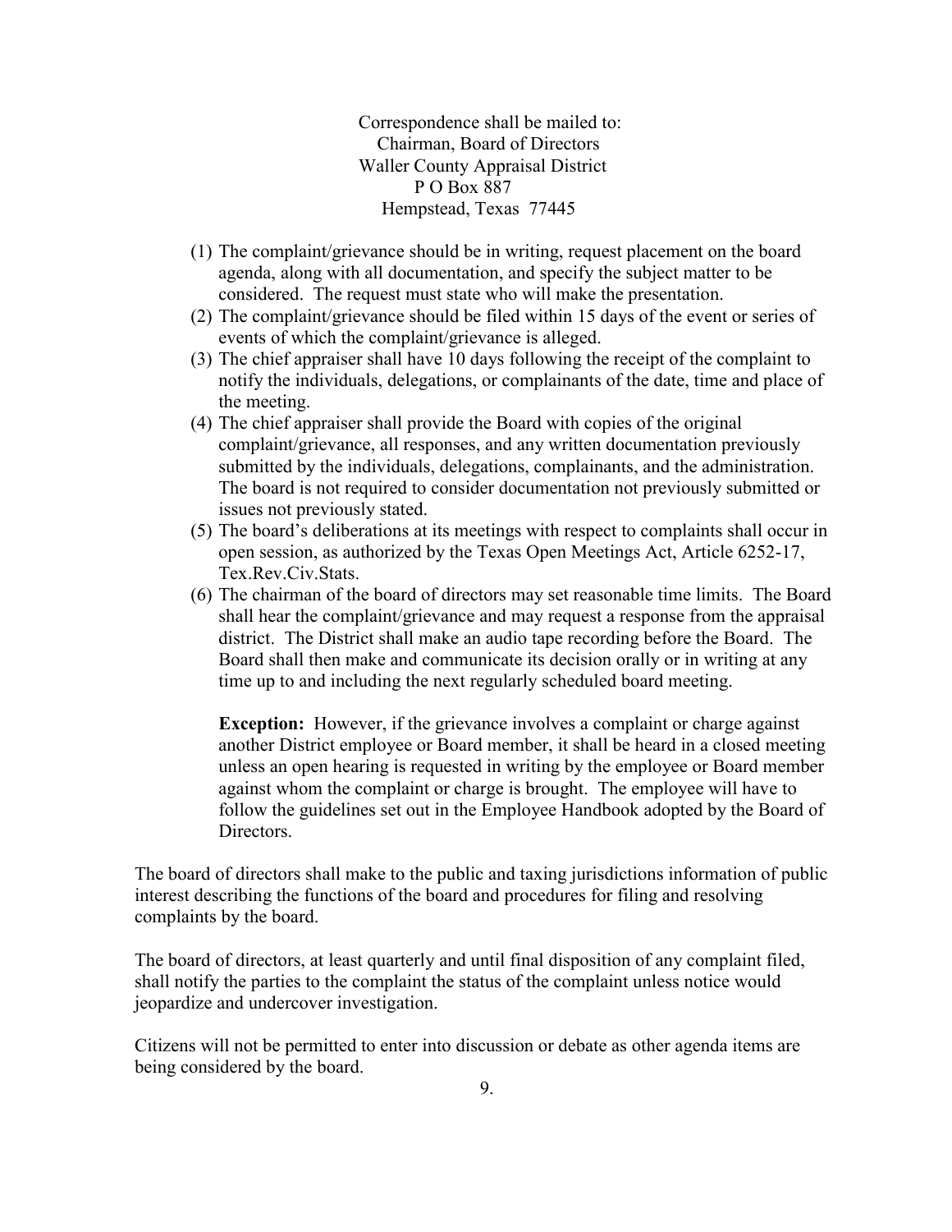Correspondence shall be mailed to:
Chairman, Board of Directors
Waller County Appraisal District
P O Box 887
Hempstead, Texas 77445

(1) The complaint/grievance should be in writing, request placement on the board agenda, along with all documentation, and specify the subject matter to be considered. The request must state who will make the presentation.
(2) The complaint/grievance should be filed within 15 days of the event or series of events of which the complaint/grievance is alleged.
(3) The chief appraiser shall have 10 days following the receipt of the complaint to notify the individuals, delegations, or complainants of the date, time and place of the meeting.
(4) The chief appraiser shall provide the Board with copies of the original complaint/grievance, all responses, and any written documentation previously submitted by the individuals, delegations, complainants, and the administration. The board is not required to consider documentation not previously submitted or issues not previously stated.
(5) The board's deliberations at its meetings with respect to complaints shall occur in open session, as authorized by the Texas Open Meetings Act, Article 6252-17, Tex.Rev.Civ.Stats.
(6) The chairman of the board of directors may set reasonable time limits. The Board shall hear the complaint/grievance and may request a response from the appraisal district. The District shall make an audio tape recording before the Board. The Board shall then make and communicate its decision orally or in writing at any time up to and including the next regularly scheduled board meeting.

   **Exception:** However, if the grievance involves a complaint or charge against another District employee or Board member, it shall be heard in a closed meeting unless an open hearing is requested in writing by the employee or Board member against whom the complaint or charge is brought. The employee will have to follow the guidelines set out in the Employee Handbook adopted by the Board of Directors.

The board of directors shall make to the public and taxing jurisdictions information of public interest describing the functions of the board and procedures for filing and resolving complaints by the board.

The board of directors, at least quarterly and until final disposition of any complaint filed, shall notify the parties to the complaint the status of the complaint unless notice would jeopardize and undercover investigation.

Citizens will not be permitted to enter into discussion or debate as other agenda items are being considered by the board.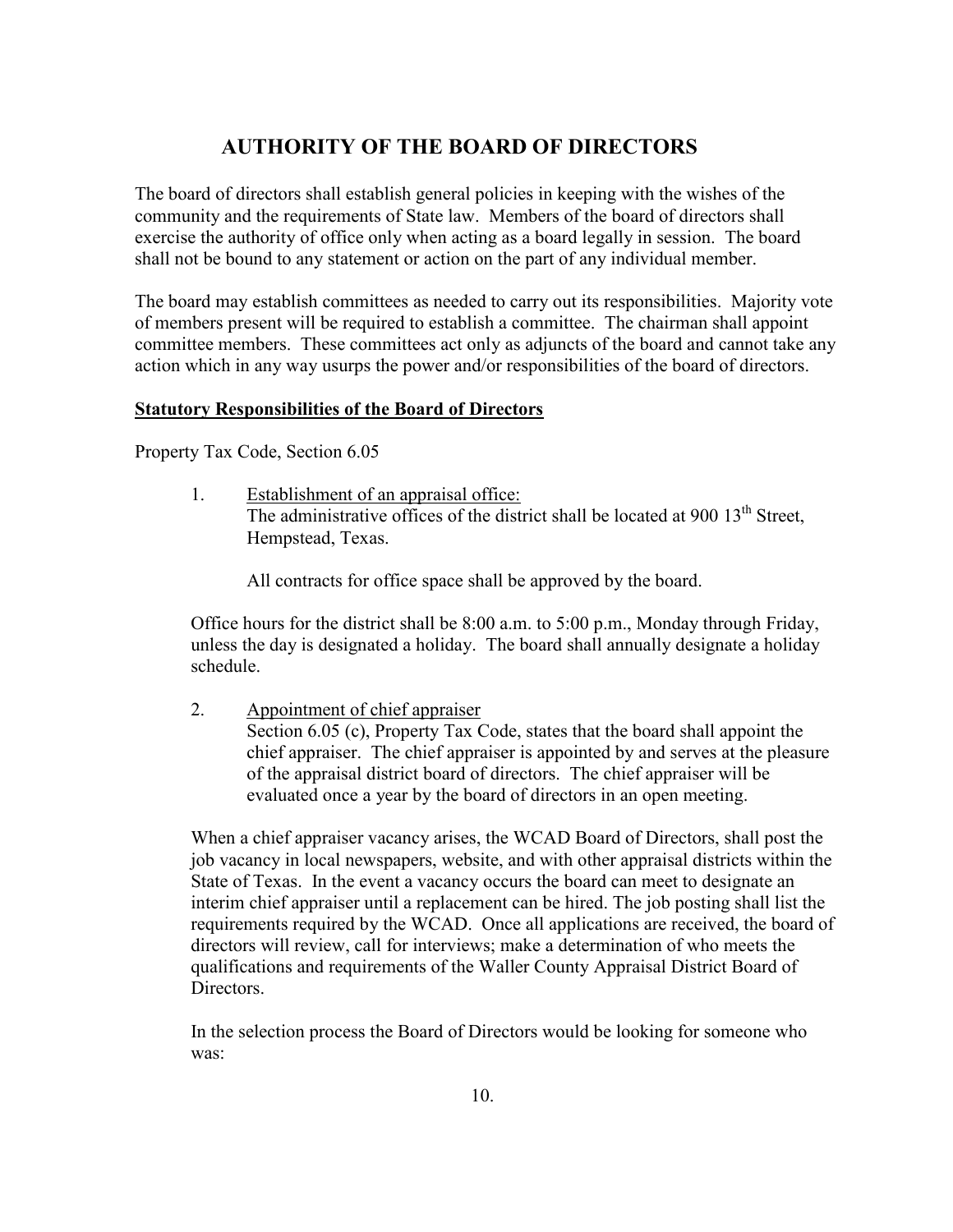# AUTHORITY OF THE BOARD OF DIRECTORS

The board of directors shall establish general policies in keeping with the wishes of the community and the requirements of State law. Members of the board of directors shall exercise the authority of office only when acting as a board legally in session. The board shall not be bound to any statement or action on the part of any individual member.

The board may establish committees as needed to carry out its responsibilities. Majority vote of members present will be required to establish a committee. The chairman shall appoint committee members. These committees act only as adjuncts of the board and cannot take any action which in any way usurps the power and/or responsibilities of the board of directors.

**Statutory Responsibilities of the Board of Directors**

Property Tax Code, Section 6.05

1. Establishment of an appraisal office:
   The administrative offices of the district shall be located at 900 13th Street, Hempstead, Texas.

   All contracts for office space shall be approved by the board.

Office hours for the district shall be 8:00 a.m. to 5:00 p.m., Monday through Friday, unless the day is designated a holiday. The board shall annually designate a holiday schedule.

2. Appointment of chief appraiser
   Section 6.05 (c), Property Tax Code, states that the board shall appoint the chief appraiser. The chief appraiser is appointed by and serves at the pleasure of the appraisal district board of directors. The chief appraiser will be evaluated once a year by the board of directors in an open meeting.

When a chief appraiser vacancy arises, the WCAD Board of Directors, shall post the job vacancy in local newspapers, website, and with other appraisal districts within the State of Texas. In the event a vacancy occurs the board can meet to designate an interim chief appraiser until a replacement can be hired. The job posting shall list the requirements required by the WCAD. Once all applications are received, the board of directors will review, call for interviews; make a determination of who meets the qualifications and requirements of the Waller County Appraisal District Board of Directors.

In the selection process the Board of Directors would be looking for someone who was: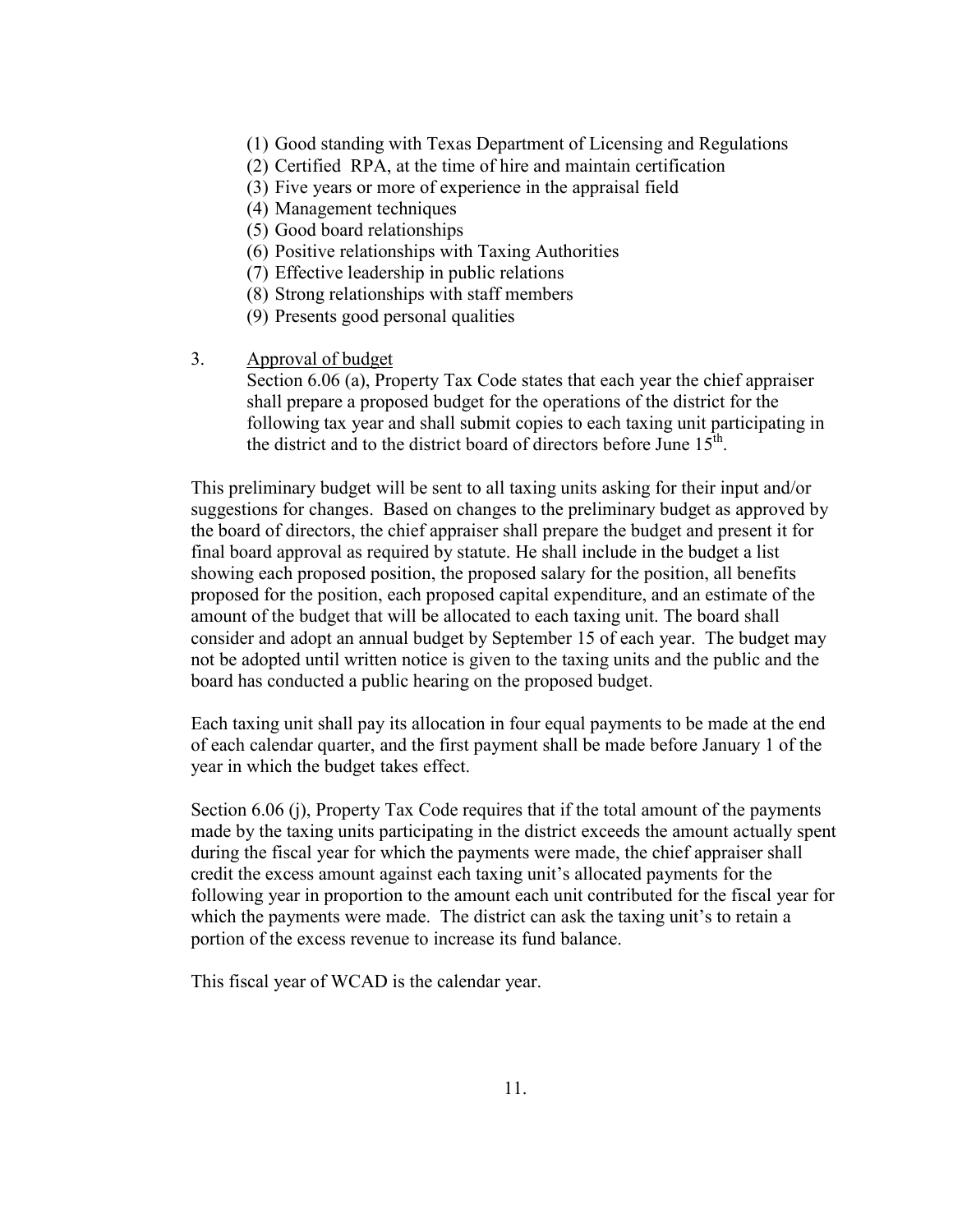(1) Good standing with Texas Department of Licensing and Regulations
(2) Certified RPA, at the time of hire and maintain certification
(3) Five years or more of experience in the appraisal field
(4) Management techniques
(5) Good board relationships
(6) Positive relationships with Taxing Authorities
(7) Effective leadership in public relations
(8) Strong relationships with staff members
(9) Presents good personal qualities

3. Approval of budget

Section 6.06 (a), Property Tax Code states that each year the chief appraiser shall prepare a proposed budget for the operations of the district for the following tax year and shall submit copies to each taxing unit participating in the district and to the district board of directors before June 15th.

This preliminary budget will be sent to all taxing units asking for their input and/or suggestions for changes. Based on changes to the preliminary budget as approved by the board of directors, the chief appraiser shall prepare the budget and present it for final board approval as required by statute. He shall include in the budget a list showing each proposed position, the proposed salary for the position, all benefits proposed for the position, each proposed capital expenditure, and an estimate of the amount of the budget that will be allocated to each taxing unit. The board shall consider and adopt an annual budget by September 15 of each year. The budget may not be adopted until written notice is given to the taxing units and the public and the board has conducted a public hearing on the proposed budget.

Each taxing unit shall pay its allocation in four equal payments to be made at the end of each calendar quarter, and the first payment shall be made before January 1 of the year in which the budget takes effect.

Section 6.06 (j), Property Tax Code requires that if the total amount of the payments made by the taxing units participating in the district exceeds the amount actually spent during the fiscal year for which the payments were made, the chief appraiser shall credit the excess amount against each taxing unit's allocated payments for the following year in proportion to the amount each unit contributed for the fiscal year for which the payments were made. The district can ask the taxing unit's to retain a portion of the excess revenue to increase its fund balance.

This fiscal year of WCAD is the calendar year.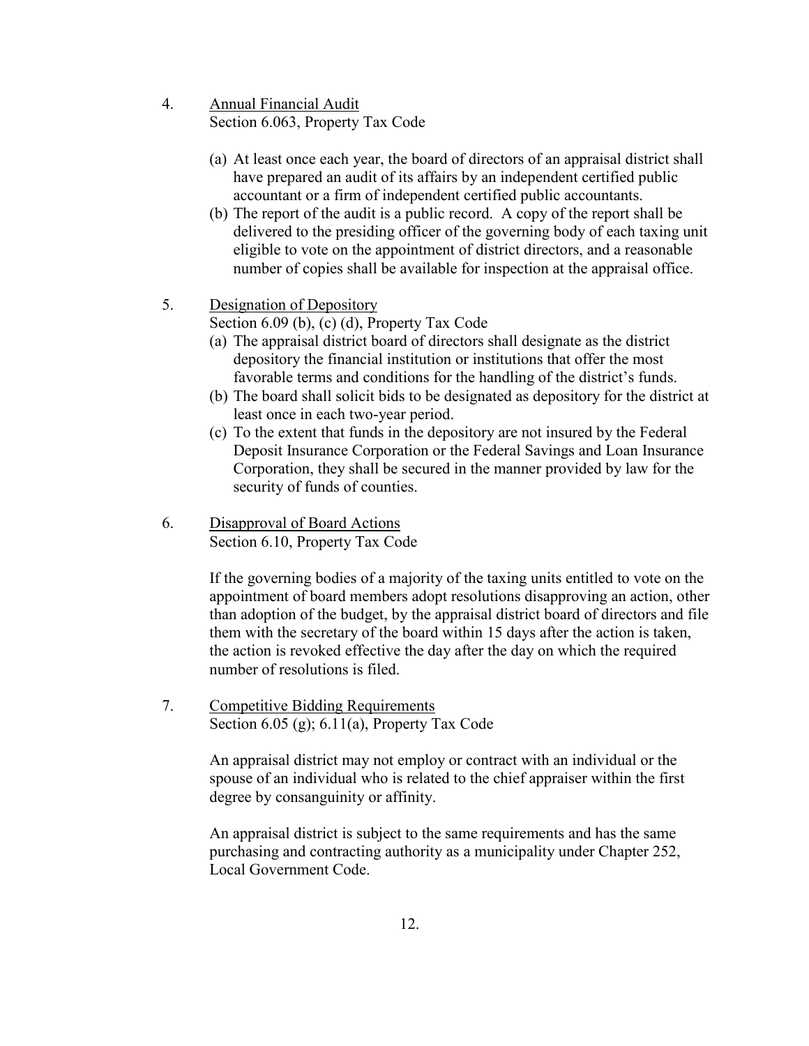4. <u>Annual Financial Audit</u>
   Section 6.063, Property Tax Code

   (a) At least once each year, the board of directors of an appraisal district shall have prepared an audit of its affairs by an independent certified public accountant or a firm of independent certified public accountants.
   (b) The report of the audit is a public record. A copy of the report shall be delivered to the presiding officer of the governing body of each taxing unit eligible to vote on the appointment of district directors, and a reasonable number of copies shall be available for inspection at the appraisal office.

5. <u>Designation of Depository</u>
   Section 6.09 (b), (c) (d), Property Tax Code

   (a) The appraisal district board of directors shall designate as the district depository the financial institution or institutions that offer the most favorable terms and conditions for the handling of the district's funds.
   (b) The board shall solicit bids to be designated as depository for the district at least once in each two-year period.
   (c) To the extent that funds in the depository are not insured by the Federal Deposit Insurance Corporation or the Federal Savings and Loan Insurance Corporation, they shall be secured in the manner provided by law for the security of funds of counties.

6. <u>Disapproval of Board Actions</u>
   Section 6.10, Property Tax Code

   If the governing bodies of a majority of the taxing units entitled to vote on the appointment of board members adopt resolutions disapproving an action, other than adoption of the budget, by the appraisal district board of directors and file them with the secretary of the board within 15 days after the action is taken, the action is revoked effective the day after the day on which the required number of resolutions is filed.

7. <u>Competitive Bidding Requirements</u>
   Section 6.05 (g); 6.11(a), Property Tax Code

   An appraisal district may not employ or contract with an individual or the spouse of an individual who is related to the chief appraiser within the first degree by consanguinity or affinity.

   An appraisal district is subject to the same requirements and has the same purchasing and contracting authority as a municipality under Chapter 252, Local Government Code.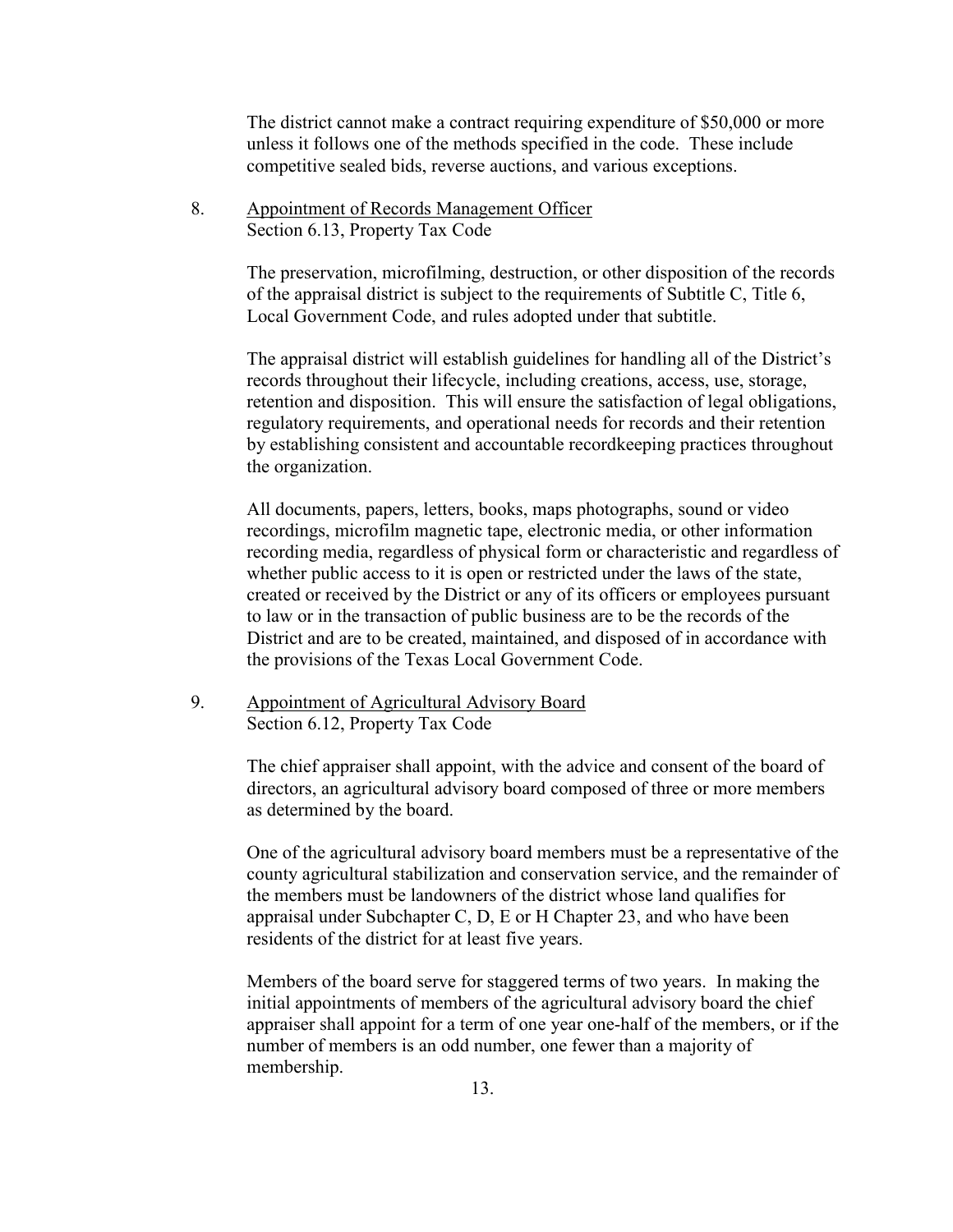The district cannot make a contract requiring expenditure of $50,000 or more unless it follows one of the methods specified in the code. These include competitive sealed bids, reverse auctions, and various exceptions.

8. <u>Appointment of Records Management Officer</u>
   Section 6.13, Property Tax Code

   The preservation, microfilming, destruction, or other disposition of the records of the appraisal district is subject to the requirements of Subtitle C, Title 6, Local Government Code, and rules adopted under that subtitle.

   The appraisal district will establish guidelines for handling all of the District's records throughout their lifecycle, including creations, access, use, storage, retention and disposition. This will ensure the satisfaction of legal obligations, regulatory requirements, and operational needs for records and their retention by establishing consistent and accountable recordkeeping practices throughout the organization.

   All documents, papers, letters, books, maps photographs, sound or video recordings, microfilm magnetic tape, electronic media, or other information recording media, regardless of physical form or characteristic and regardless of whether public access to it is open or restricted under the laws of the state, created or received by the District or any of its officers or employees pursuant to law or in the transaction of public business are to be the records of the District and are to be created, maintained, and disposed of in accordance with the provisions of the Texas Local Government Code.

9. <u>Appointment of Agricultural Advisory Board</u>
   Section 6.12, Property Tax Code

   The chief appraiser shall appoint, with the advice and consent of the board of directors, an agricultural advisory board composed of three or more members as determined by the board.

   One of the agricultural advisory board members must be a representative of the county agricultural stabilization and conservation service, and the remainder of the members must be landowners of the district whose land qualifies for appraisal under Subchapter C, D, E or H Chapter 23, and who have been residents of the district for at least five years.

   Members of the board serve for staggered terms of two years. In making the initial appointments of members of the agricultural advisory board the chief appraiser shall appoint for a term of one year one-half of the members, or if the number of members is an odd number, one fewer than a majority of membership.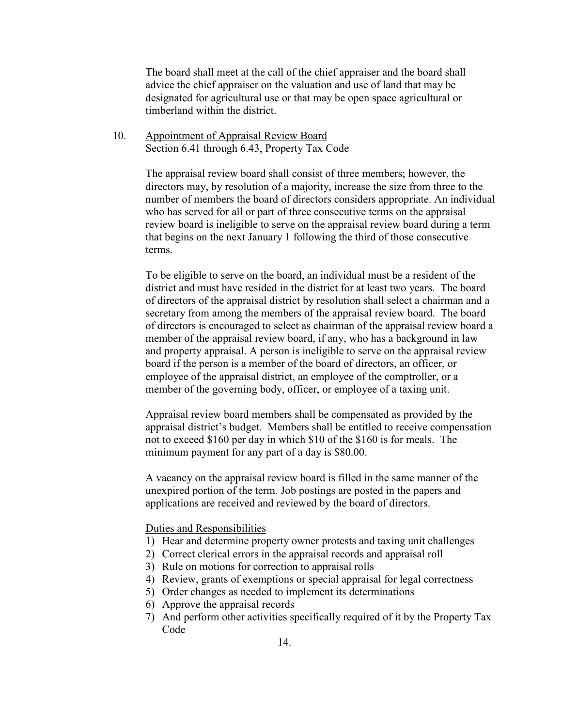The board shall meet at the call of the chief appraiser and the board shall advice the chief appraiser on the valuation and use of land that may be designated for agricultural use or that may be open space agricultural or timberland within the district.

10. <u>Appointment of Appraisal Review Board</u>
    Section 6.41 through 6.43, Property Tax Code

The appraisal review board shall consist of three members; however, the directors may, by resolution of a majority, increase the size from three to the number of members the board of directors considers appropriate. An individual who has served for all or part of three consecutive terms on the appraisal review board is ineligible to serve on the appraisal review board during a term that begins on the next January 1 following the third of those consecutive terms.

To be eligible to serve on the board, an individual must be a resident of the district and must have resided in the district for at least two years. The board of directors of the appraisal district by resolution shall select a chairman and a secretary from among the members of the appraisal review board. The board of directors is encouraged to select as chairman of the appraisal review board a member of the appraisal review board, if any, who has a background in law and property appraisal. A person is ineligible to serve on the appraisal review board if the person is a member of the board of directors, an officer, or employee of the appraisal district, an employee of the comptroller, or a member of the governing body, officer, or employee of a taxing unit.

Appraisal review board members shall be compensated as provided by the appraisal district's budget. Members shall be entitled to receive compensation not to exceed $160 per day in which $10 of the $160 is for meals. The minimum payment for any part of a day is $80.00.

A vacancy on the appraisal review board is filled in the same manner of the unexpired portion of the term. Job postings are posted in the papers and applications are received and reviewed by the board of directors.

<u>Duties and Responsibilities</u>

1) Hear and determine property owner protests and taxing unit challenges
2) Correct clerical errors in the appraisal records and appraisal roll
3) Rule on motions for correction to appraisal rolls
4) Review, grants of exemptions or special appraisal for legal correctness
5) Order changes as needed to implement its determinations
6) Approve the appraisal records
7) And perform other activities specifically required of it by the Property Tax Code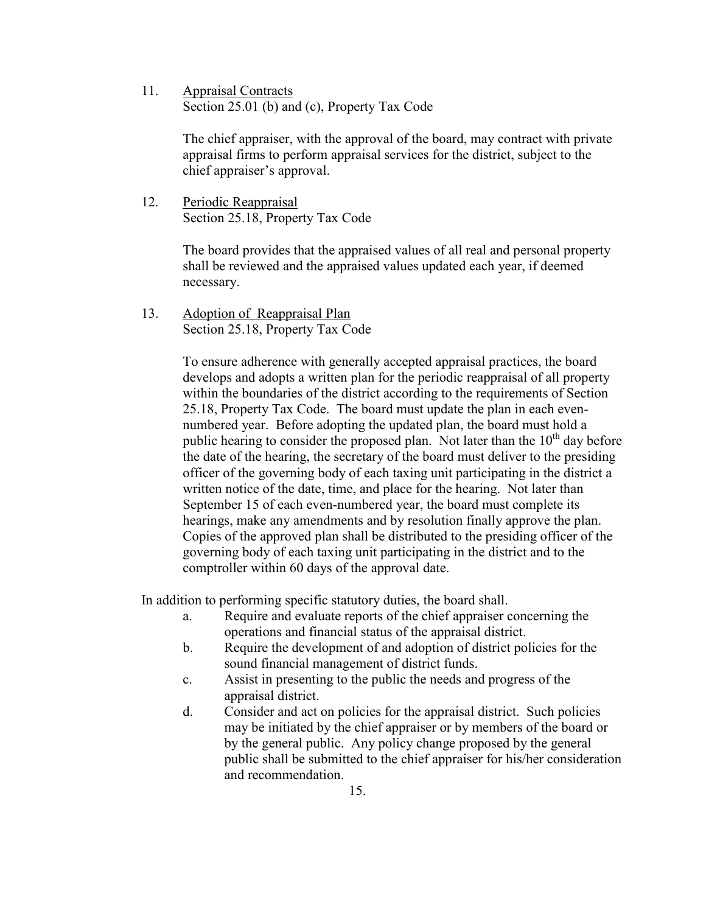11. <u>Appraisal Contracts</u>
    Section 25.01 (b) and (c), Property Tax Code

    The chief appraiser, with the approval of the board, may contract with private appraisal firms to perform appraisal services for the district, subject to the chief appraiser's approval.

12. <u>Periodic Reappraisal</u>
    Section 25.18, Property Tax Code

    The board provides that the appraised values of all real and personal property shall be reviewed and the appraised values updated each year, if deemed necessary.

13. <u>Adoption of Reappraisal Plan</u>
    Section 25.18, Property Tax Code

    To ensure adherence with generally accepted appraisal practices, the board develops and adopts a written plan for the periodic reappraisal of all property within the boundaries of the district according to the requirements of Section 25.18, Property Tax Code. The board must update the plan in each even-numbered year. Before adopting the updated plan, the board must hold a public hearing to consider the proposed plan. Not later than the 10th day before the date of the hearing, the secretary of the board must deliver to the presiding officer of the governing body of each taxing unit participating in the district a written notice of the date, time, and place for the hearing. Not later than September 15 of each even-numbered year, the board must complete its hearings, make any amendments and by resolution finally approve the plan. Copies of the approved plan shall be distributed to the presiding officer of the governing body of each taxing unit participating in the district and to the comptroller within 60 days of the approval date.

In addition to performing specific statutory duties, the board shall.

a. Require and evaluate reports of the chief appraiser concerning the operations and financial status of the appraisal district.
b. Require the development of and adoption of district policies for the sound financial management of district funds.
c. Assist in presenting to the public the needs and progress of the appraisal district.
d. Consider and act on policies for the appraisal district. Such policies may be initiated by the chief appraiser or by members of the board or by the general public. Any policy change proposed by the general public shall be submitted to the chief appraiser for his/her consideration and recommendation.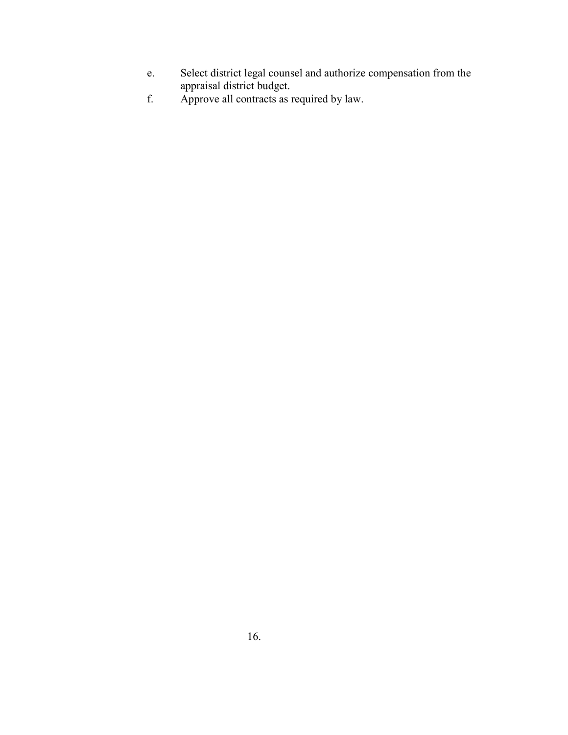e. Select district legal counsel and authorize compensation from the appraisal district budget.

f. Approve all contracts as required by law.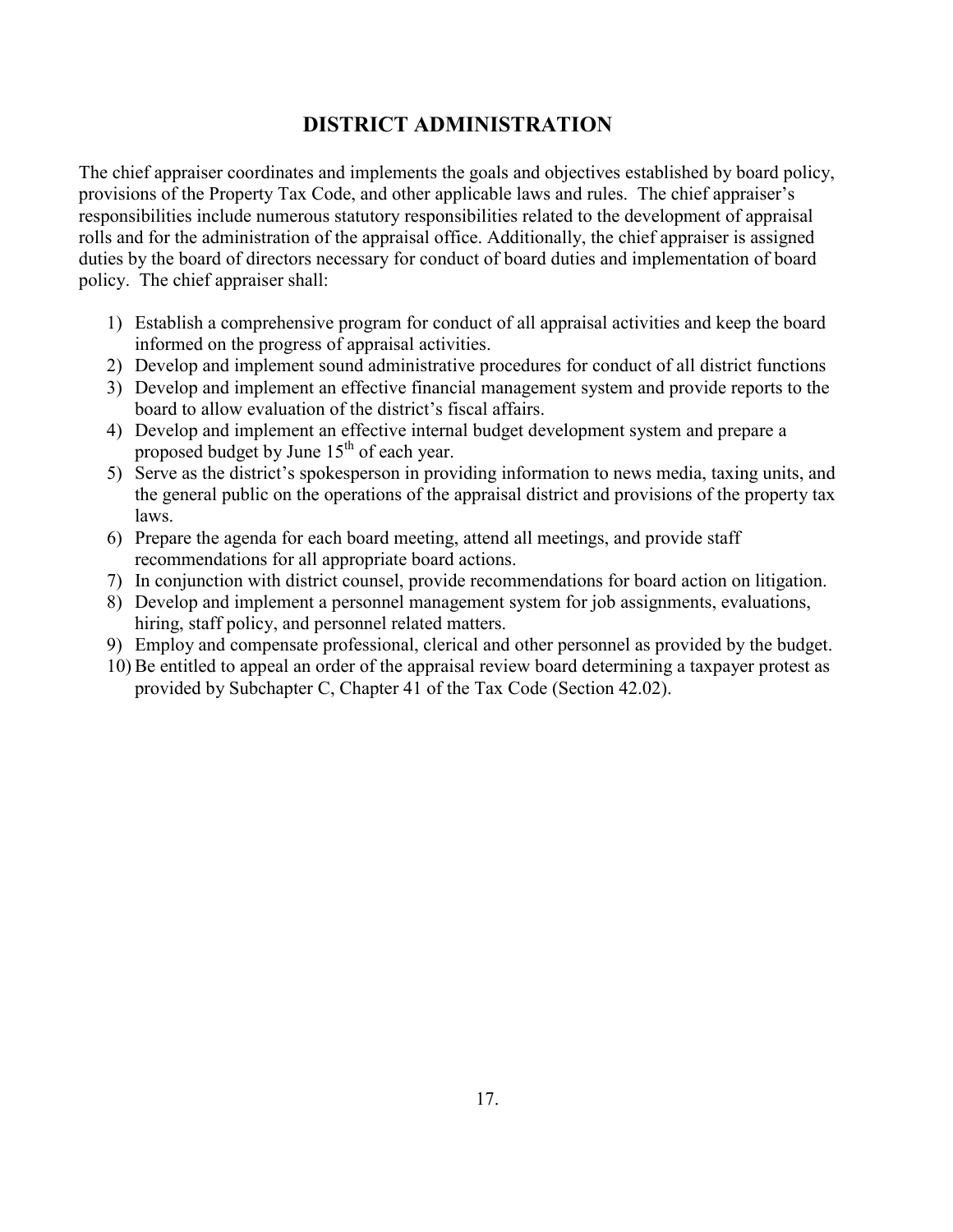## DISTRICT ADMINISTRATION

The chief appraiser coordinates and implements the goals and objectives established by board policy, provisions of the Property Tax Code, and other applicable laws and rules. The chief appraiser's responsibilities include numerous statutory responsibilities related to the development of appraisal rolls and for the administration of the appraisal office. Additionally, the chief appraiser is assigned duties by the board of directors necessary for conduct of board duties and implementation of board policy. The chief appraiser shall:

1) Establish a comprehensive program for conduct of all appraisal activities and keep the board informed on the progress of appraisal activities.
2) Develop and implement sound administrative procedures for conduct of all district functions
3) Develop and implement an effective financial management system and provide reports to the board to allow evaluation of the district's fiscal affairs.
4) Develop and implement an effective internal budget development system and prepare a proposed budget by June 15th of each year.
5) Serve as the district's spokesperson in providing information to news media, taxing units, and the general public on the operations of the appraisal district and provisions of the property tax laws.
6) Prepare the agenda for each board meeting, attend all meetings, and provide staff recommendations for all appropriate board actions.
7) In conjunction with district counsel, provide recommendations for board action on litigation.
8) Develop and implement a personnel management system for job assignments, evaluations, hiring, staff policy, and personnel related matters.
9) Employ and compensate professional, clerical and other personnel as provided by the budget.
10) Be entitled to appeal an order of the appraisal review board determining a taxpayer protest as provided by Subchapter C, Chapter 41 of the Tax Code (Section 42.02).